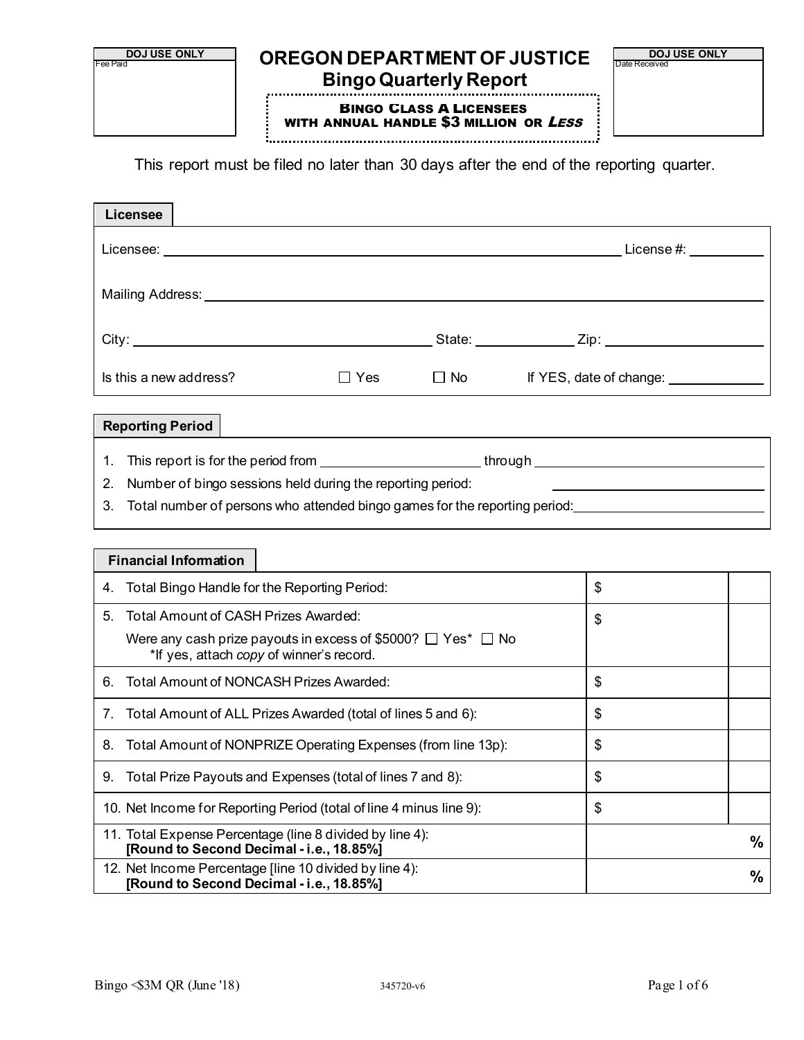| DOJ USE ONLY |
|---|
| Fee Paid |

# OREGON DEPARTMENT OF JUSTICE

## Bingo Quarterly Report

**BINGO CLASS A LICENSEES WITH ANNUAL HANDLE $3 MILLION OR *LESS***

| DOJ USE ONLY |
|---|
| Date Received |

This report must be filed no later than 30 days after the end of the reporting quarter.

### Licensee

Licensee: ______________________________ License #: __________

Mailing Address: ______________________________

City: ______________________ State: __________ Zip: __________

Is this a new address? ☐ Yes ☐ No If YES, date of change: __________

### Reporting Period

1. This report is for the period from ______________ through ______________
2. Number of bingo sessions held during the reporting period: ______________
3. Total number of persons who attended bingo games for the reporting period: ______________

### Financial Information

| Item | Amount | |
|---|---|---|
| 4. Total Bingo Handle for the Reporting Period: | $ | |
| 5. Total Amount of CASH Prizes Awarded:<br>Were any cash prize payouts in excess of $5000? ☐ Yes* ☐ No<br>*If yes, attach *copy* of winner's record. | $ | |
| 6. Total Amount of NONCASH Prizes Awarded: | $ | |
| 7. Total Amount of ALL Prizes Awarded (total of lines 5 and 6): | $ | |
| 8. Total Amount of NONPRIZE Operating Expenses (from line 13p): | $ | |
| 9. Total Prize Payouts and Expenses (total of lines 7 and 8): | $ | |
| 10. Net Income for Reporting Period (total of line 4 minus line 9): | $ | |
| 11. Total Expense Percentage (line 8 divided by line 4):<br>**[Round to Second Decimal - i.e., 18.85%]** | % | |
| 12. Net Income Percentage [line 10 divided by line 4):<br>**[Round to Second Decimal - i.e., 18.85%]** | % | |

Bingo <$3M QR (June '18) 345720-v6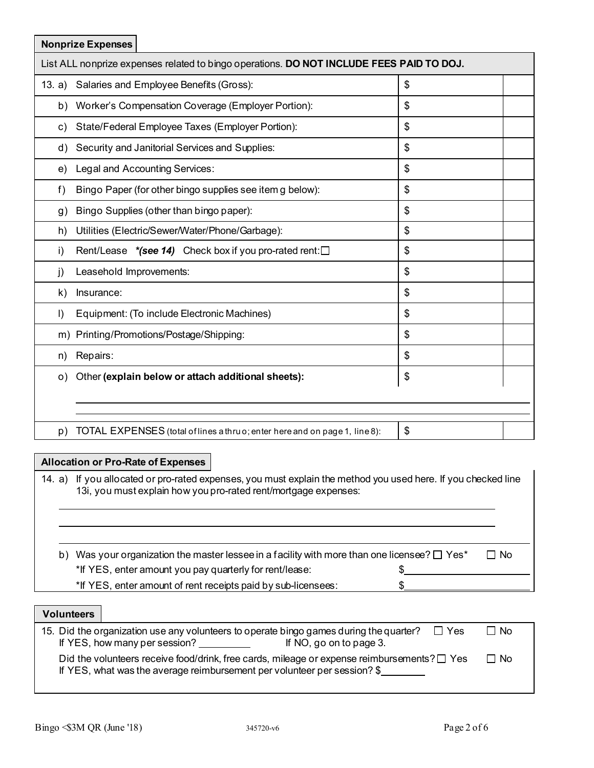## Nonprize Expenses

List ALL nonprize expenses related to bingo operations. **DO NOT INCLUDE FEES PAID TO DOJ.**

| | | | |
|---|---|---|---|
| 13. a) | Salaries and Employee Benefits (Gross): | $ | |
| b) | Worker's Compensation Coverage (Employer Portion): | $ | |
| c) | State/Federal Employee Taxes (Employer Portion): | $ | |
| d) | Security and Janitorial Services and Supplies: | $ | |
| e) | Legal and Accounting Services: | $ | |
| f) | Bingo Paper (for other bingo supplies see item g below): | $ | |
| g) | Bingo Supplies (other than bingo paper): | $ | |
| h) | Utilities (Electric/Sewer/Water/Phone/Garbage): | $ | |
| i) | Rent/Lease ***(see 14)** Check box if you pro-rated rent: ☐ | $ | |
| j) | Leasehold Improvements: | $ | |
| k) | Insurance: | $ | |
| l) | Equipment: (To include Electronic Machines) | $ | |
| m) | Printing/Promotions/Postage/Shipping: | $ | |
| n) | Repairs: | $ | |
| o) | Other **(explain below or attach additional sheets):** | $ | |
| p) | TOTAL EXPENSES (total of lines a thru o; enter here and on page 1, line 8): | $ | |

## Allocation or Pro-Rate of Expenses

14. a) If you allocated or pro-rated expenses, you must explain the method you used here. If you checked line 13i, you must explain how you pro-rated rent/mortgage expenses:

______________________________________________

______________________________________________

______________________________________________

b) Was your organization the master lessee in a facility with more than one licensee? ☐ Yes* ☐ No

*If YES, enter amount you pay quarterly for rent/lease: $____________

*If YES, enter amount of rent receipts paid by sub-licensees: $____________

## Volunteers

15. Did the organization use any volunteers to operate bingo games during the quarter? ☐ Yes ☐ No
If YES, how many per session? ________ If NO, go on to page 3.

Did the volunteers receive food/drink, free cards, mileage or expense reimbursements? ☐ Yes ☐ No
If YES, what was the average reimbursement per volunteer per session? $________

Bingo <$3M QR (June '18) 345720-v6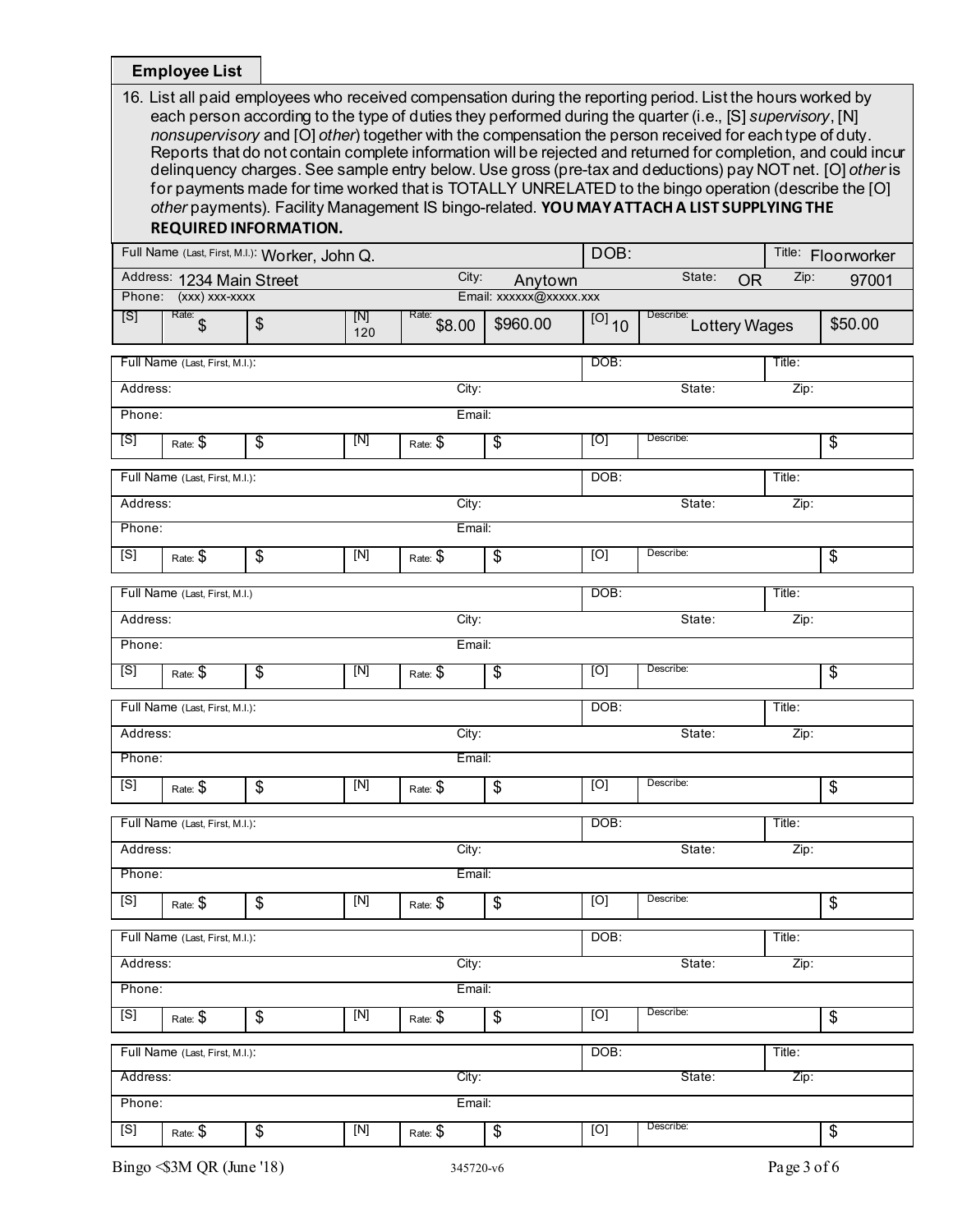## Employee List

16. List all paid employees who received compensation during the reporting period. List the hours worked by each person according to the type of duties they performed during the quarter (i.e., [S] *supervisory*, [N] *nonsupervisory* and [O] *other*) together with the compensation the person received for each type of duty. Reports that do not contain complete information will be rejected and returned for completion, and could incur delinquency charges. See sample entry below. Use gross (pre-tax and deductions) pay NOT net. [O] *other* is for payments made for time worked that is TOTALLY UNRELATED to the bingo operation (describe the [O] *other* payments). Facility Management IS bingo-related. **YOU MAY ATTACH A LIST SUPPLYING THE REQUIRED INFORMATION.**

| Full Name (Last, First, M.I.): Worker, John Q. | | | | | | DOB: | | Title: Floorworker | |
|---|---|---|---|---|---|---|---|---|---|
| Address: 1234 Main Street | | | | City: Anytown | | | State: OR | Zip: 97001 | |
| Phone: (xxx) xxx-xxxx | | | | Email: xxxxxx@xxxxx.xxx | | | | | |
| [S] | Rate: $ | $ | [N] 120 | Rate: $8.00 | $960.00 | [O] 10 | Describe: Lottery Wages | | $50.00 |

| Full Name (Last, First, M.I.): | | | | | | DOB: | | Title: | |
|---|---|---|---|---|---|---|---|---|---|
| Address: | | | | City: | | | State: | Zip: | |
| Phone: | | | | Email: | | | | | |
| [S] | Rate: $ | $ | [N] | Rate: $ | $ | [O] | Describe: | | $ |

| Full Name (Last, First, M.I.): | | | | | | DOB: | | Title: | |
|---|---|---|---|---|---|---|---|---|---|
| Address: | | | | City: | | | State: | Zip: | |
| Phone: | | | | Email: | | | | | |
| [S] | Rate: $ | $ | [N] | Rate: $ | $ | [O] | Describe: | | $ |

| Full Name (Last, First, M.I.) | | | | | | DOB: | | Title: | |
|---|---|---|---|---|---|---|---|---|---|
| Address: | | | | City: | | | State: | Zip: | |
| Phone: | | | | Email: | | | | | |
| [S] | Rate: $ | $ | [N] | Rate: $ | $ | [O] | Describe: | | $ |

| Full Name (Last, First, M.I.): | | | | | | DOB: | | Title: | |
|---|---|---|---|---|---|---|---|---|---|
| Address: | | | | City: | | | State: | Zip: | |
| Phone: | | | | Email: | | | | | |
| [S] | Rate: $ | $ | [N] | Rate: $ | $ | [O] | Describe: | | $ |

| Full Name (Last, First, M.I.): | | | | | | DOB: | | Title: | |
|---|---|---|---|---|---|---|---|---|---|
| Address: | | | | City: | | | State: | Zip: | |
| Phone: | | | | Email: | | | | | |
| [S] | Rate: $ | $ | [N] | Rate: $ | $ | [O] | Describe: | | $ |

| Full Name (Last, First, M.I.): | | | | | | DOB: | | Title: | |
|---|---|---|---|---|---|---|---|---|---|
| Address: | | | | City: | | | State: | Zip: | |
| Phone: | | | | Email: | | | | | |
| [S] | Rate: $ | $ | [N] | Rate: $ | $ | [O] | Describe: | | $ |

| Full Name (Last, First, M.I.): | | | | | | DOB: | | Title: | |
|---|---|---|---|---|---|---|---|---|---|
| Address: | | | | City: | | | State: | Zip: | |
| Phone: | | | | Email: | | | | | |
| [S] | Rate: $ | $ | [N] | Rate: $ | $ | [O] | Describe: | | $ |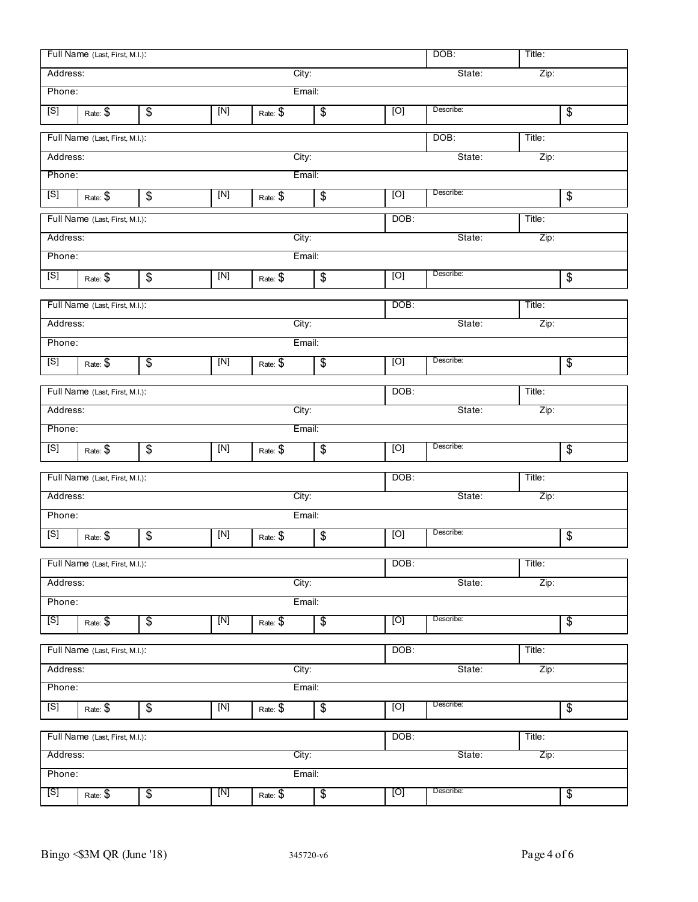| Full Name (Last, First, M.I.): | | | | | | DOB: | Title: | |
|---|---|---|---|---|---|---|---|---|
| Address: | | | City: | | | State: | Zip: | |
| Phone: | | | Email: | | | | | |
| [S] | Rate: $ | $ | [N] | Rate: $ | $ | [O] | Describe: | $ |

| Full Name (Last, First, M.I.): | | | | | | DOB: | Title: | |
|---|---|---|---|---|---|---|---|---|
| Address: | | | City: | | | State: | Zip: | |
| Phone: | | | Email: | | | | | |
| [S] | Rate: $ | $ | [N] | Rate: $ | $ | [O] | Describe: | $ |

| Full Name (Last, First, M.I.): | | | | | | DOB: | Title: | |
|---|---|---|---|---|---|---|---|---|
| Address: | | | City: | | | State: | Zip: | |
| Phone: | | | Email: | | | | | |
| [S] | Rate: $ | $ | [N] | Rate: $ | $ | [O] | Describe: | $ |

| Full Name (Last, First, M.I.): | | | | | | DOB: | Title: | |
|---|---|---|---|---|---|---|---|---|
| Address: | | | City: | | | State: | Zip: | |
| Phone: | | | Email: | | | | | |
| [S] | Rate: $ | $ | [N] | Rate: $ | $ | [O] | Describe: | $ |

| Full Name (Last, First, M.I.): | | | | | | DOB: | Title: | |
|---|---|---|---|---|---|---|---|---|
| Address: | | | City: | | | State: | Zip: | |
| Phone: | | | Email: | | | | | |
| [S] | Rate: $ | $ | [N] | Rate: $ | $ | [O] | Describe: | $ |

| Full Name (Last, First, M.I.): | | | | | | DOB: | Title: | |
|---|---|---|---|---|---|---|---|---|
| Address: | | | City: | | | State: | Zip: | |
| Phone: | | | Email: | | | | | |
| [S] | Rate: $ | $ | [N] | Rate: $ | $ | [O] | Describe: | $ |

| Full Name (Last, First, M.I.): | | | | | | DOB: | Title: | |
|---|---|---|---|---|---|---|---|---|
| Address: | | | City: | | | State: | Zip: | |
| Phone: | | | Email: | | | | | |
| [S] | Rate: $ | $ | [N] | Rate: $ | $ | [O] | Describe: | $ |

| Full Name (Last, First, M.I.): | | | | | | DOB: | Title: | |
|---|---|---|---|---|---|---|---|---|
| Address: | | | City: | | | State: | Zip: | |
| Phone: | | | Email: | | | | | |
| [S] | Rate: $ | $ | [N] | Rate: $ | $ | [O] | Describe: | $ |

| Full Name (Last, First, M.I.): | | | | | | DOB: | Title: | |
|---|---|---|---|---|---|---|---|---|
| Address: | | | City: | | | State: | Zip: | |
| Phone: | | | Email: | | | | | |
| [S] | Rate: $ | $ | [N] | Rate: $ | $ | [O] | Describe: | $ |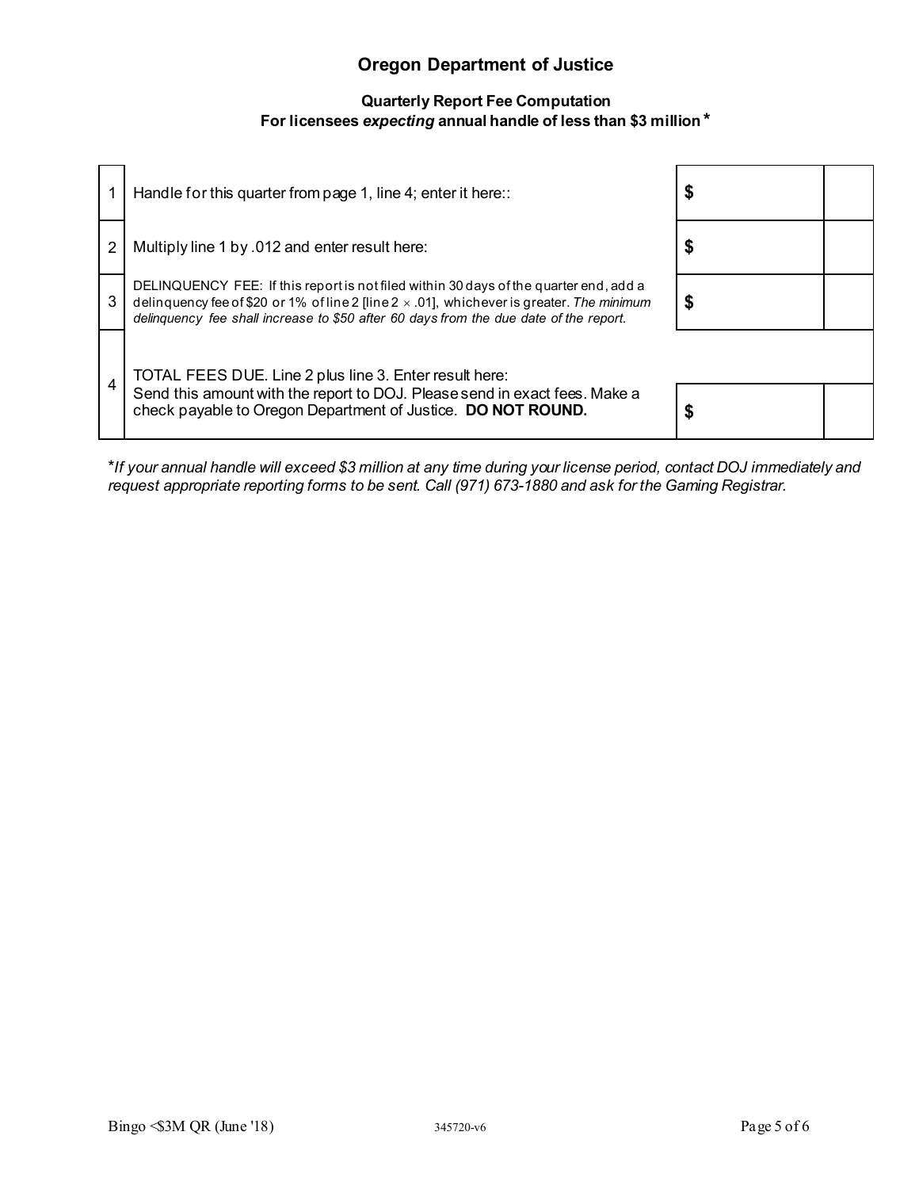## Oregon Department of Justice

### Quarterly Report Fee Computation

**For licensees *expecting* annual handle of less than $3 million***

| | | | |
|---|---|---|---|
| 1 | Handle for this quarter from page 1, line 4; enter it here:: | $ | |
| 2 | Multiply line 1 by .012 and enter result here: | $ | |
| 3 | DELINQUENCY FEE: If this report is not filed within 30 days of the quarter end, add a delinquency fee of $20 or 1% of line 2 [line 2 × .01], whichever is greater. *The minimum delinquency fee shall increase to $50 after 60 days from the due date of the report.* | $ | |
| 4 | TOTAL FEES DUE. Line 2 plus line 3. Enter result here: Send this amount with the report to DOJ. Please send in exact fees. Make a check payable to Oregon Department of Justice. **DO NOT ROUND.** | $ | |

**If your annual handle will exceed $3 million at any time during your license period, contact DOJ immediately and request appropriate reporting forms to be sent. Call (971) 673-1880 and ask for the Gaming Registrar.*

Bingo <$3M QR (June '18) 345720-v6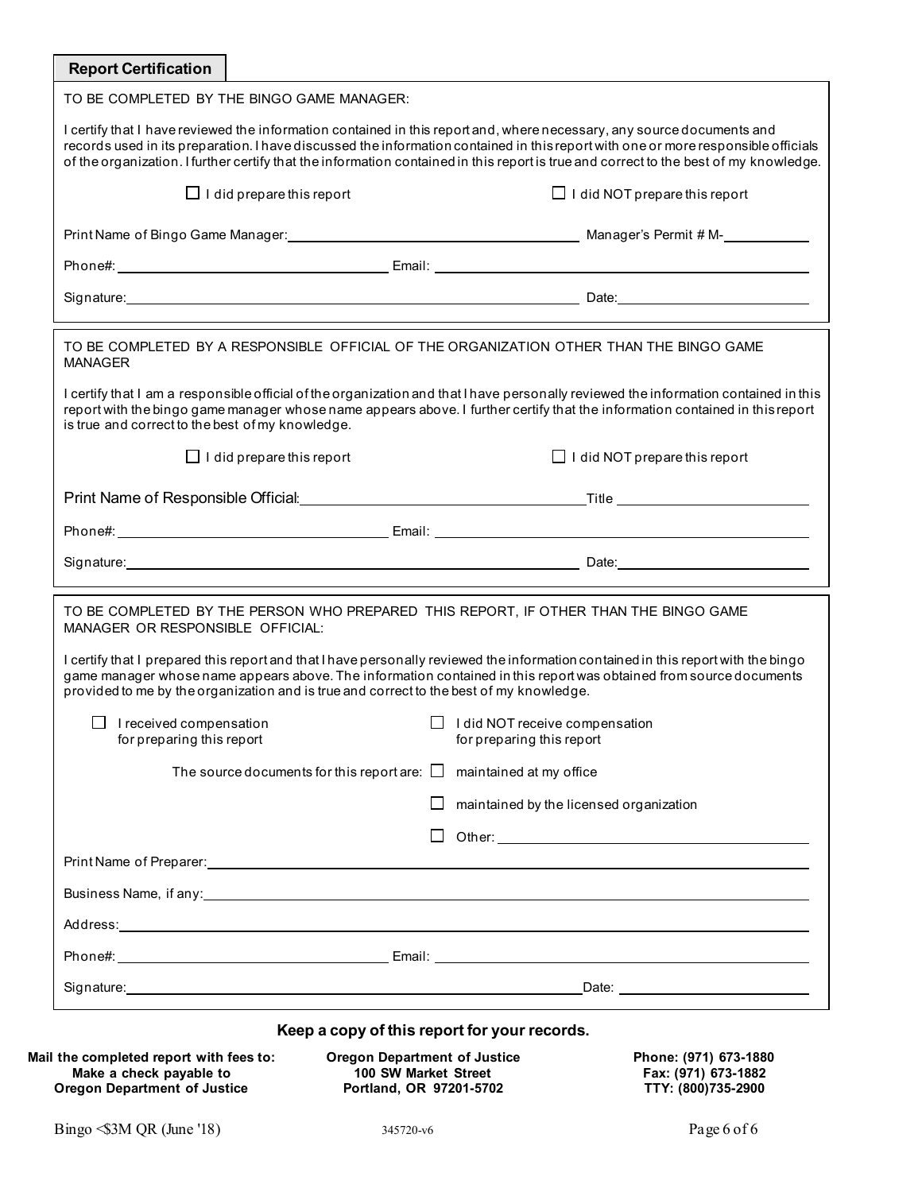## Report Certification

TO BE COMPLETED BY THE BINGO GAME MANAGER:

I certify that I have reviewed the information contained in this report and, where necessary, any source documents and records used in its preparation. I have discussed the information contained in this report with one or more responsible officials of the organization. I further certify that the information contained in this report is true and correct to the best of my knowledge.

☐ I did prepare this report ☐ I did NOT prepare this report

Print Name of Bingo Game Manager: ______________________ Manager's Permit # M-__________

Phone#: ______________________ Email: ______________________

Signature: ______________________ Date: ______________________

---

TO BE COMPLETED BY A RESPONSIBLE OFFICIAL OF THE ORGANIZATION OTHER THAN THE BINGO GAME MANAGER

I certify that I am a responsible official of the organization and that I have personally reviewed the information contained in this report with the bingo game manager whose name appears above. I further certify that the information contained in this report is true and correct to the best of my knowledge.

☐ I did prepare this report ☐ I did NOT prepare this report

Print Name of Responsible Official: ______________________ Title ______________________

Phone#: ______________________ Email: ______________________

Signature: ______________________ Date: ______________________

---

TO BE COMPLETED BY THE PERSON WHO PREPARED THIS REPORT, IF OTHER THAN THE BINGO GAME MANAGER OR RESPONSIBLE OFFICIAL:

I certify that I prepared this report and that I have personally reviewed the information contained in this report with the bingo game manager whose name appears above. The information contained in this report was obtained from source documents provided to me by the organization and is true and correct to the best of my knowledge.

☐ I received compensation for preparing this report ☐ I did NOT receive compensation for preparing this report

The source documents for this report are:
- ☐ maintained at my office
- ☐ maintained by the licensed organization
- ☐ Other: ______________________

Print Name of Preparer: ______________________

Business Name, if any: ______________________

Address: ______________________

Phone#: ______________________ Email: ______________________

Signature: ______________________ Date: ______________________

---

**Keep a copy of this report for your records.**

**Mail the completed report with fees to:**
**Make a check payable to**
**Oregon Department of Justice**

**Oregon Department of Justice**
**100 SW Market Street**
**Portland, OR 97201-5702**

**Phone: (971) 673-1880**
**Fax: (971) 673-1882**
**TTY: (800)735-2900**

Bingo <$3M QR (June '18) 345720-v6